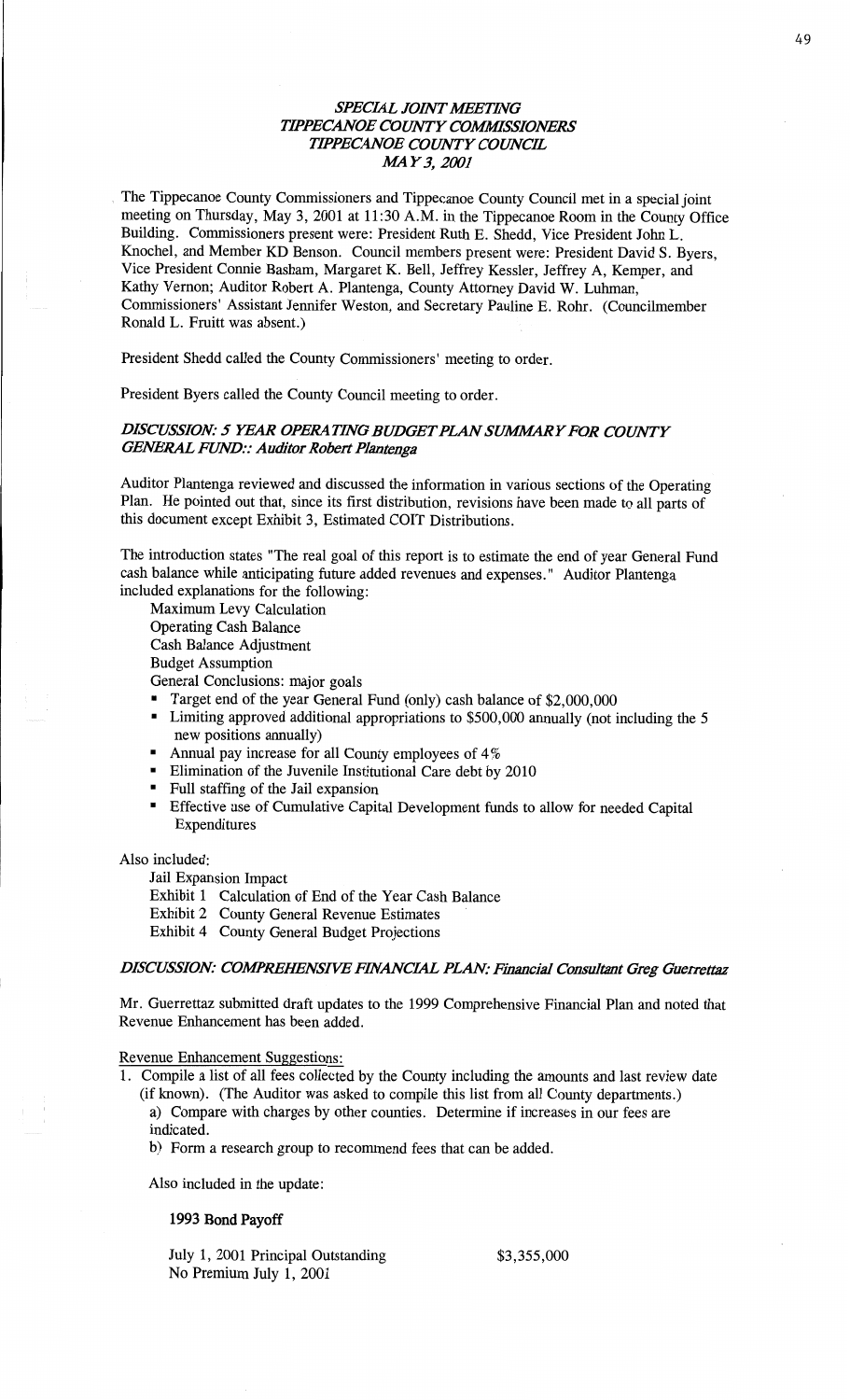### *SPECIAL JOINT MEETING*
### *TIPPECANOE COUNTY COMMISSIONERS*
### *TIPPECANOE COUNTY COUNCIL*
### *MAY 3, 2001*

The Tippecanoe County Commissioners and Tippecanoe County Council met in a special joint meeting on Thursday, May 3, 2001 at 11:30 A.M. in the Tippecanoe Room in the County Office Building. Commissioners present were: President Ruth E. Shedd, Vice President John L. Knochel, and Member KD Benson. Council members present were: President David S. Byers, Vice President Connie Basham, Margaret K. Bell, Jeffrey Kessler, Jeffrey A, Kemper, and Kathy Vernon; Auditor Robert A. Plantenga, County Attorney David W. Luhman, Commissioners' Assistant Jennifer Weston, and Secretary Pauline E. Rohr. (Councilmember Ronald L. Fruitt was absent.)

President Shedd called the County Commissioners' meeting to order.

President Byers called the County Council meeting to order.

### *DISCUSSION: 5 YEAR OPERATING BUDGET PLAN SUMMARY FOR COUNTY GENERAL FUND:: Auditor Robert Plantenga*

Auditor Plantenga reviewed and discussed the information in various sections of the Operating Plan. He pointed out that, since its first distribution, revisions have been made to all parts of this document except Exhibit 3, Estimated COIT Distributions.

The introduction states "The real goal of this report is to estimate the end of year General Fund cash balance while anticipating future added revenues and expenses." Auditor Plantenga included explanations for the following:

Maximum Levy Calculation
Operating Cash Balance
Cash Balance Adjustment
Budget Assumption
General Conclusions: major goals

- Target end of the year General Fund (only) cash balance of $2,000,000
- Limiting approved additional appropriations to $500,000 annually (not including the 5 new positions annually)
- Annual pay increase for all County employees of 4%
- Elimination of the Juvenile Institutional Care debt by 2010
- Full staffing of the Jail expansion
- Effective use of Cumulative Capital Development funds to allow for needed Capital Expenditures

Also included:

Jail Expansion Impact
Exhibit 1 Calculation of End of the Year Cash Balance
Exhibit 2 County General Revenue Estimates
Exhibit 4 County General Budget Projections

### *DISCUSSION: COMPREHENSIVE FINANCIAL PLAN: Financial Consultant Greg Guerrettaz*

Mr. Guerrettaz submitted draft updates to the 1999 Comprehensive Financial Plan and noted that Revenue Enhancement has been added.

Revenue Enhancement Suggestions:

1. Compile a list of all fees collected by the County including the amounts and last review date (if known). (The Auditor was asked to compile this list from all County departments.)
   a) Compare with charges by other counties. Determine if increases in our fees are indicated.
   b) Form a research group to recommend fees that can be added.

Also included in the update:

**1993 Bond Payoff**

| | |
|---|---|
| July 1, 2001 Principal Outstanding | $3,355,000 |
| No Premium July 1, 2001 | |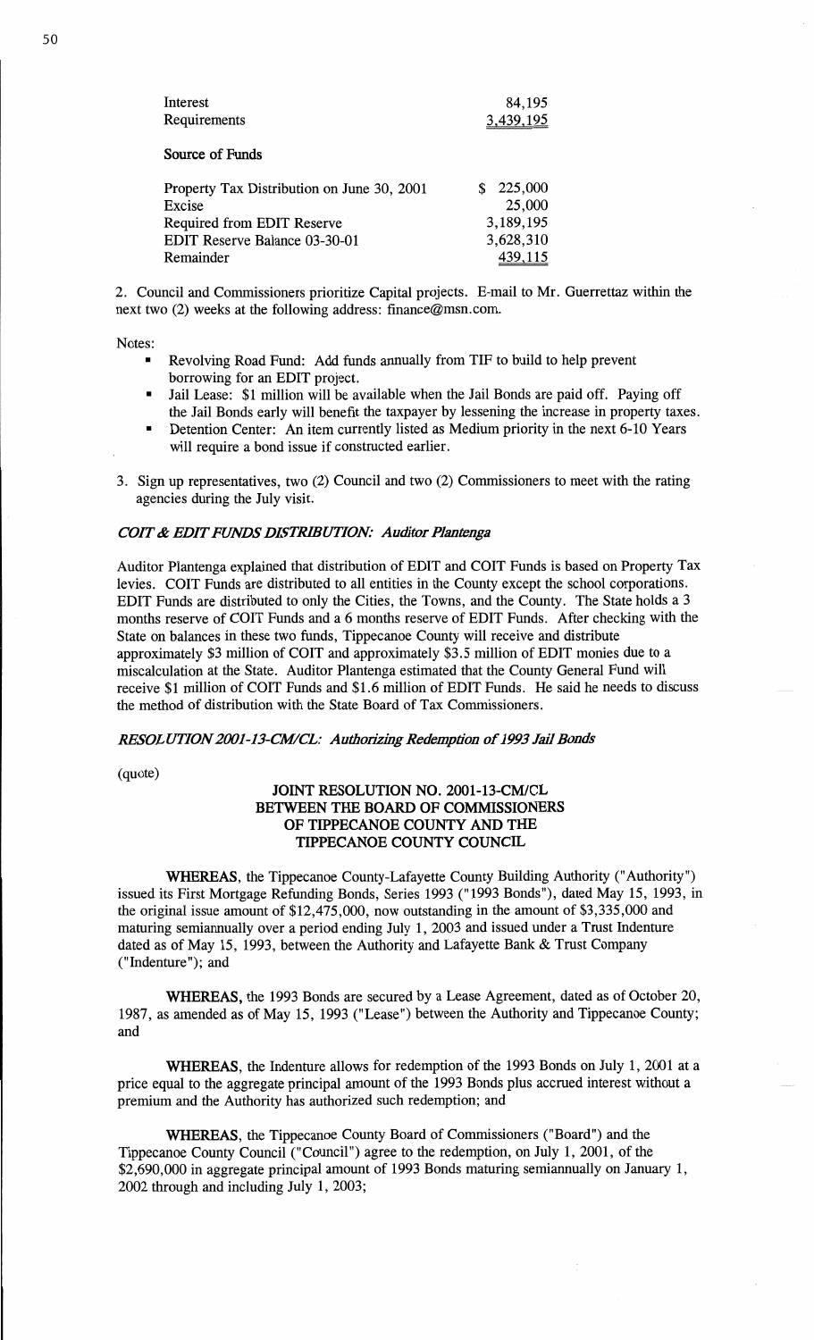| | |
|---|---|
| Interest | 84,195 |
| Requirements | 3,439,195 |

**Source of Funds**

| | |
|---|---|
| Property Tax Distribution on June 30, 2001 | $ 225,000 |
| Excise | 25,000 |
| Required from EDIT Reserve | 3,189,195 |
| EDIT Reserve Balance 03-30-01 | 3,628,310 |
| Remainder | 439,115 |

2. Council and Commissioners prioritize Capital projects. E-mail to Mr. Guerrettaz within the next two (2) weeks at the following address: finance@msn.com.

Notes:

- Revolving Road Fund: Add funds annually from TIF to build to help prevent borrowing for an EDIT project.
- Jail Lease: $1 million will be available when the Jail Bonds are paid off. Paying off the Jail Bonds early will benefit the taxpayer by lessening the increase in property taxes.
- Detention Center: An item currently listed as Medium priority in the next 6-10 Years will require a bond issue if constructed earlier.

3. Sign up representatives, two (2) Council and two (2) Commissioners to meet with the rating agencies during the July visit.

***COIT & EDIT FUNDS DISTRIBUTION: Auditor Plantenga***

Auditor Plantenga explained that distribution of EDIT and COIT Funds is based on Property Tax levies. COIT Funds are distributed to all entities in the County except the school corporations. EDIT Funds are distributed to only the Cities, the Towns, and the County. The State holds a 3 months reserve of COIT Funds and a 6 months reserve of EDIT Funds. After checking with the State on balances in these two funds, Tippecanoe County will receive and distribute approximately $3 million of COIT and approximately $3.5 million of EDIT monies due to a miscalculation at the State. Auditor Plantenga estimated that the County General Fund will receive $1 million of COIT Funds and $1.6 million of EDIT Funds. He said he needs to discuss the method of distribution with the State Board of Tax Commissioners.

***RESOLUTION 2001-13-CM/CL: Authorizing Redemption of 1993 Jail Bonds***

(quote)

**JOINT RESOLUTION NO. 2001-13-CM/CL**
**BETWEEN THE BOARD OF COMMISSIONERS**
**OF TIPPECANOE COUNTY AND THE**
**TIPPECANOE COUNTY COUNCIL**

**WHEREAS**, the Tippecanoe County-Lafayette County Building Authority ("Authority") issued its First Mortgage Refunding Bonds, Series 1993 ("1993 Bonds"), dated May 15, 1993, in the original issue amount of $12,475,000, now outstanding in the amount of $3,335,000 and maturing semiannually over a period ending July 1, 2003 and issued under a Trust Indenture dated as of May 15, 1993, between the Authority and Lafayette Bank & Trust Company ("Indenture"); and

**WHEREAS,** the 1993 Bonds are secured by a Lease Agreement, dated as of October 20, 1987, as amended as of May 15, 1993 ("Lease") between the Authority and Tippecanoe County; and

**WHEREAS**, the Indenture allows for redemption of the 1993 Bonds on July 1, 2001 at a price equal to the aggregate principal amount of the 1993 Bonds plus accrued interest without a premium and the Authority has authorized such redemption; and

**WHEREAS**, the Tippecanoe County Board of Commissioners ("Board") and the Tippecanoe County Council ("Council") agree to the redemption, on July 1, 2001, of the $2,690,000 in aggregate principal amount of 1993 Bonds maturing semiannually on January 1, 2002 through and including July 1, 2003;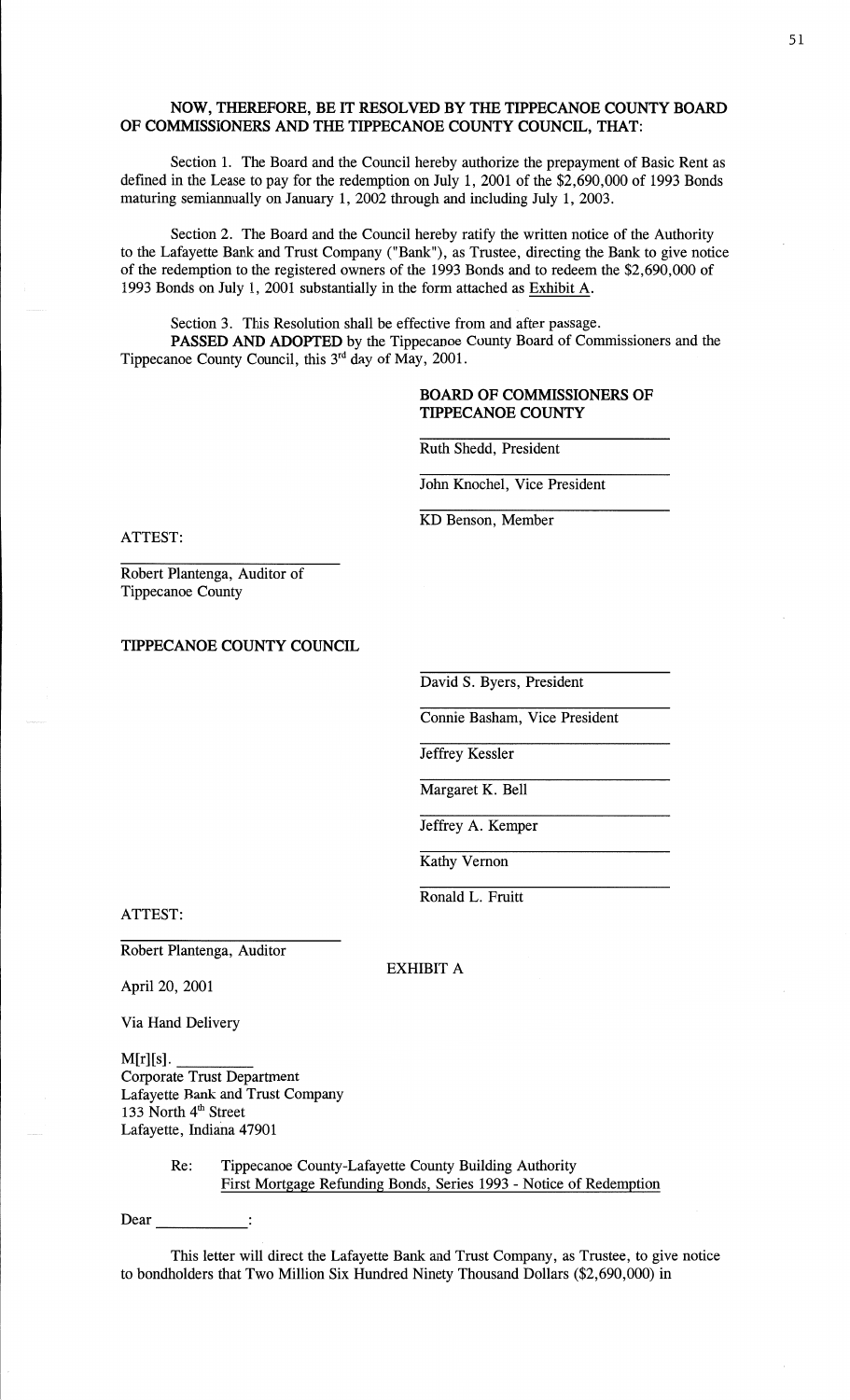**NOW, THEREFORE, BE IT RESOLVED BY THE TIPPECANOE COUNTY BOARD OF COMMISSIONERS AND THE TIPPECANOE COUNTY COUNCIL, THAT:**

Section 1. The Board and the Council hereby authorize the prepayment of Basic Rent as defined in the Lease to pay for the redemption on July 1, 2001 of the $2,690,000 of 1993 Bonds maturing semiannually on January 1, 2002 through and including July 1, 2003.

Section 2. The Board and the Council hereby ratify the written notice of the Authority to the Lafayette Bank and Trust Company ("Bank"), as Trustee, directing the Bank to give notice of the redemption to the registered owners of the 1993 Bonds and to redeem the $2,690,000 of 1993 Bonds on July 1, 2001 substantially in the form attached as Exhibit A.

Section 3. This Resolution shall be effective from and after passage.

**PASSED AND ADOPTED** by the Tippecanoe County Board of Commissioners and the Tippecanoe County Council, this 3rd day of May, 2001.

**BOARD OF COMMISSIONERS OF TIPPECANOE COUNTY**

Ruth Shedd, President

John Knochel, Vice President

KD Benson, Member

ATTEST:

Robert Plantenga, Auditor of Tippecanoe County

**TIPPECANOE COUNTY COUNCIL**

David S. Byers, President

Connie Basham, Vice President

Jeffrey Kessler

Margaret K. Bell

Jeffrey A. Kemper

Kathy Vernon

Ronald L. Fruitt

ATTEST:

Robert Plantenga, Auditor

EXHIBIT A

April 20, 2001

Via Hand Delivery

M[r][s]. \_\_\_\_\_\_\_\_\_
Corporate Trust Department
Lafayette Bank and Trust Company
133 North 4th Street
Lafayette, Indiana 47901

Re: Tippecanoe County-Lafayette County Building Authority
First Mortgage Refunding Bonds, Series 1993 - Notice of Redemption

Dear \_\_\_\_\_\_\_\_\_\_\_:

This letter will direct the Lafayette Bank and Trust Company, as Trustee, to give notice to bondholders that Two Million Six Hundred Ninety Thousand Dollars ($2,690,000) in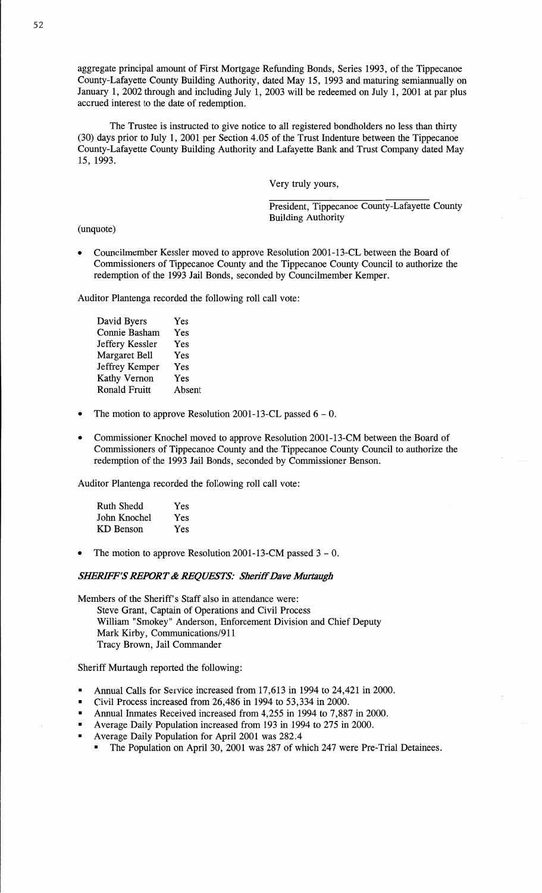aggregate principal amount of First Mortgage Refunding Bonds, Series 1993, of the Tippecanoe County-Lafayette County Building Authority, dated May 15, 1993 and maturing semiannually on January 1, 2002 through and including July 1, 2003 will be redeemed on July 1, 2001 at par plus accrued interest to the date of redemption.

The Trustee is instructed to give notice to all registered bondholders no less than thirty (30) days prior to July 1, 2001 per Section 4.05 of the Trust Indenture between the Tippecanoe County-Lafayette County Building Authority and Lafayette Bank and Trust Company dated May 15, 1993.

Very truly yours,

President, Tippecanoe County-Lafayette County Building Authority

(unquote)

- Councilmember Kessler moved to approve Resolution 2001-13-CL between the Board of Commissioners of Tippecanoe County and the Tippecanoe County Council to authorize the redemption of the 1993 Jail Bonds, seconded by Councilmember Kemper.

Auditor Plantenga recorded the following roll call vote:

| | |
|---|---|
| David Byers | Yes |
| Connie Basham | Yes |
| Jeffery Kessler | Yes |
| Margaret Bell | Yes |
| Jeffrey Kemper | Yes |
| Kathy Vernon | Yes |
| Ronald Fruitt | Absent |

- The motion to approve Resolution 2001-13-CL passed 6 – 0.

- Commissioner Knochel moved to approve Resolution 2001-13-CM between the Board of Commissioners of Tippecanoe County and the Tippecanoe County Council to authorize the redemption of the 1993 Jail Bonds, seconded by Commissioner Benson.

Auditor Plantenga recorded the following roll call vote:

| | |
|---|---|
| Ruth Shedd | Yes |
| John Knochel | Yes |
| KD Benson | Yes |

- The motion to approve Resolution 2001-13-CM passed 3 – 0.

***SHERIFF'S REPORT & REQUESTS: Sheriff Dave Murtaugh***

Members of the Sheriff's Staff also in attendance were:
Steve Grant, Captain of Operations and Civil Process
William "Smokey" Anderson, Enforcement Division and Chief Deputy
Mark Kirby, Communications/911
Tracy Brown, Jail Commander

Sheriff Murtaugh reported the following:

- Annual Calls for Service increased from 17,613 in 1994 to 24,421 in 2000.
- Civil Process increased from 26,486 in 1994 to 53,334 in 2000.
- Annual Inmates Received increased from 4,255 in 1994 to 7,887 in 2000.
- Average Daily Population increased from 193 in 1994 to 275 in 2000.
- Average Daily Population for April 2001 was 282.4
  - The Population on April 30, 2001 was 287 of which 247 were Pre-Trial Detainees.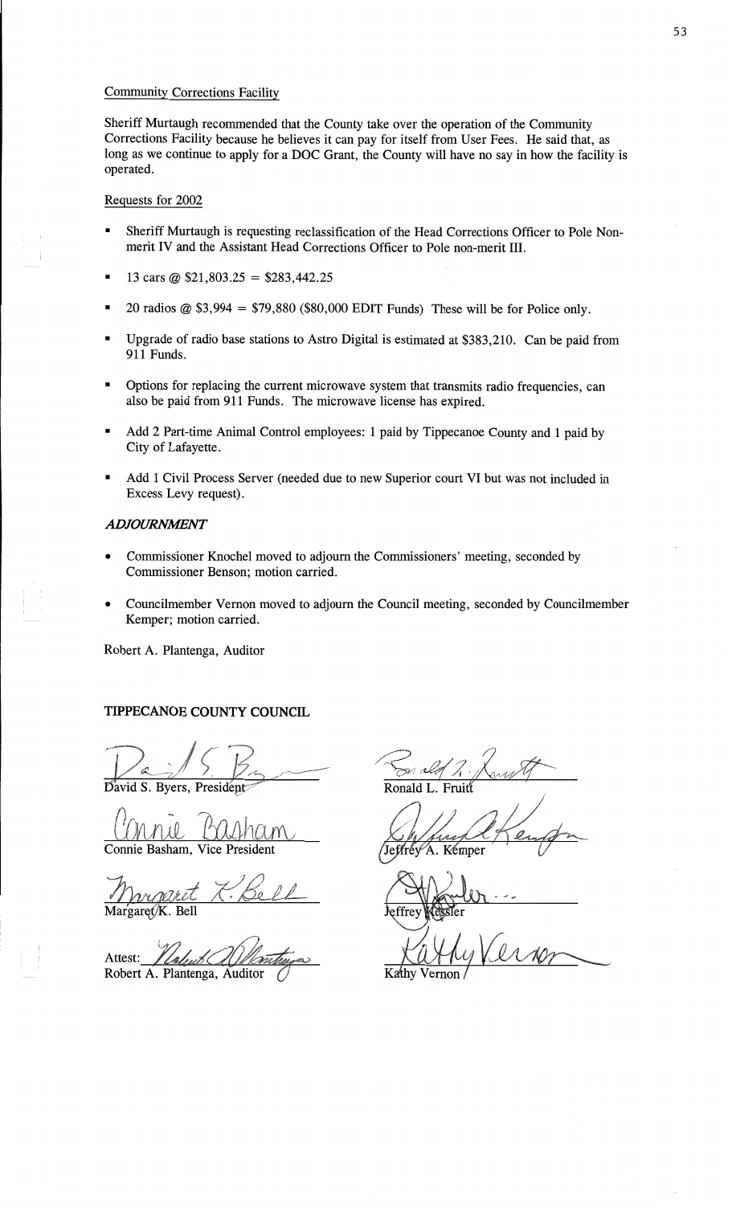Community Corrections Facility

Sheriff Murtaugh recommended that the County take over the operation of the Community Corrections Facility because he believes it can pay for itself from User Fees. He said that, as long as we continue to apply for a DOC Grant, the County will have no say in how the facility is operated.

Requests for 2002

- Sheriff Murtaugh is requesting reclassification of the Head Corrections Officer to Pole Non-merit IV and the Assistant Head Corrections Officer to Pole non-merit III.
- 13 cars @ $21,803.25 = $283,442.25
- 20 radios @ $3,994 = $79,880 ($80,000 EDIT Funds) These will be for Police only.
- Upgrade of radio base stations to Astro Digital is estimated at $383,210. Can be paid from 911 Funds.
- Options for replacing the current microwave system that transmits radio frequencies, can also be paid from 911 Funds. The microwave license has expired.
- Add 2 Part-time Animal Control employees: 1 paid by Tippecanoe County and 1 paid by City of Lafayette.
- Add 1 Civil Process Server (needed due to new Superior court VI but was not included in Excess Levy request).

### *ADJOURNMENT*

- Commissioner Knochel moved to adjourn the Commissioners' meeting, seconded by Commissioner Benson; motion carried.
- Councilmember Vernon moved to adjourn the Council meeting, seconded by Councilmember Kemper; motion carried.

Robert A. Plantenga, Auditor

**TIPPECANOE COUNTY COUNCIL**

David S. Byers, President

Connie Basham, Vice President

Margaret K. Bell

Attest: Robert A. Plantenga, Auditor

Ronald L. Fruitt

Jeffrey A. Kemper

Jeffrey Kessler

Kathy Vernon